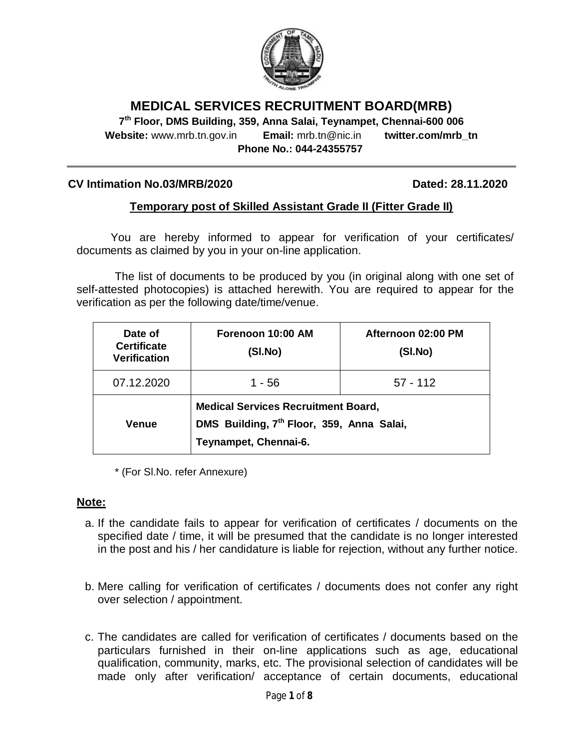# MEDICAL SERVICES RECRUITMENT BOARD(MRB)

**7th Floor, DMS Building, 359, Anna Salai, Teynampet, Chennai-600 006**
**Website:** www.mrb.tn.gov.in **Email:** mrb.tn@nic.in **twitter.com/mrb_tn**
**Phone No.: 044-24355757**

---

**CV Intimation No.03/MRB/2020** **Dated: 28.11.2020**

## Temporary post of Skilled Assistant Grade II (Fitter Grade II)

You are hereby informed to appear for verification of your certificates/ documents as claimed by you in your on-line application.

The list of documents to be produced by you (in original along with one set of self-attested photocopies) is attached herewith. You are required to appear for the verification as per the following date/time/venue.

| Date of Certificate Verification | Forenoon 10:00 AM (Sl.No) | Afternoon 02:00 PM (Sl.No) |
|---|---|---|
| 07.12.2020 | 1 - 56 | 57 - 112 |
| **Venue** | **Medical Services Recruitment Board, DMS Building, 7th Floor, 359, Anna Salai, Teynampet, Chennai-6.** | |

\* (For Sl.No. refer Annexure)

**Note:**

a. If the candidate fails to appear for verification of certificates / documents on the specified date / time, it will be presumed that the candidate is no longer interested in the post and his / her candidature is liable for rejection, without any further notice.

b. Mere calling for verification of certificates / documents does not confer any right over selection / appointment.

c. The candidates are called for verification of certificates / documents based on the particulars furnished in their on-line applications such as age, educational qualification, community, marks, etc. The provisional selection of candidates will be made only after verification/ acceptance of certain documents, educational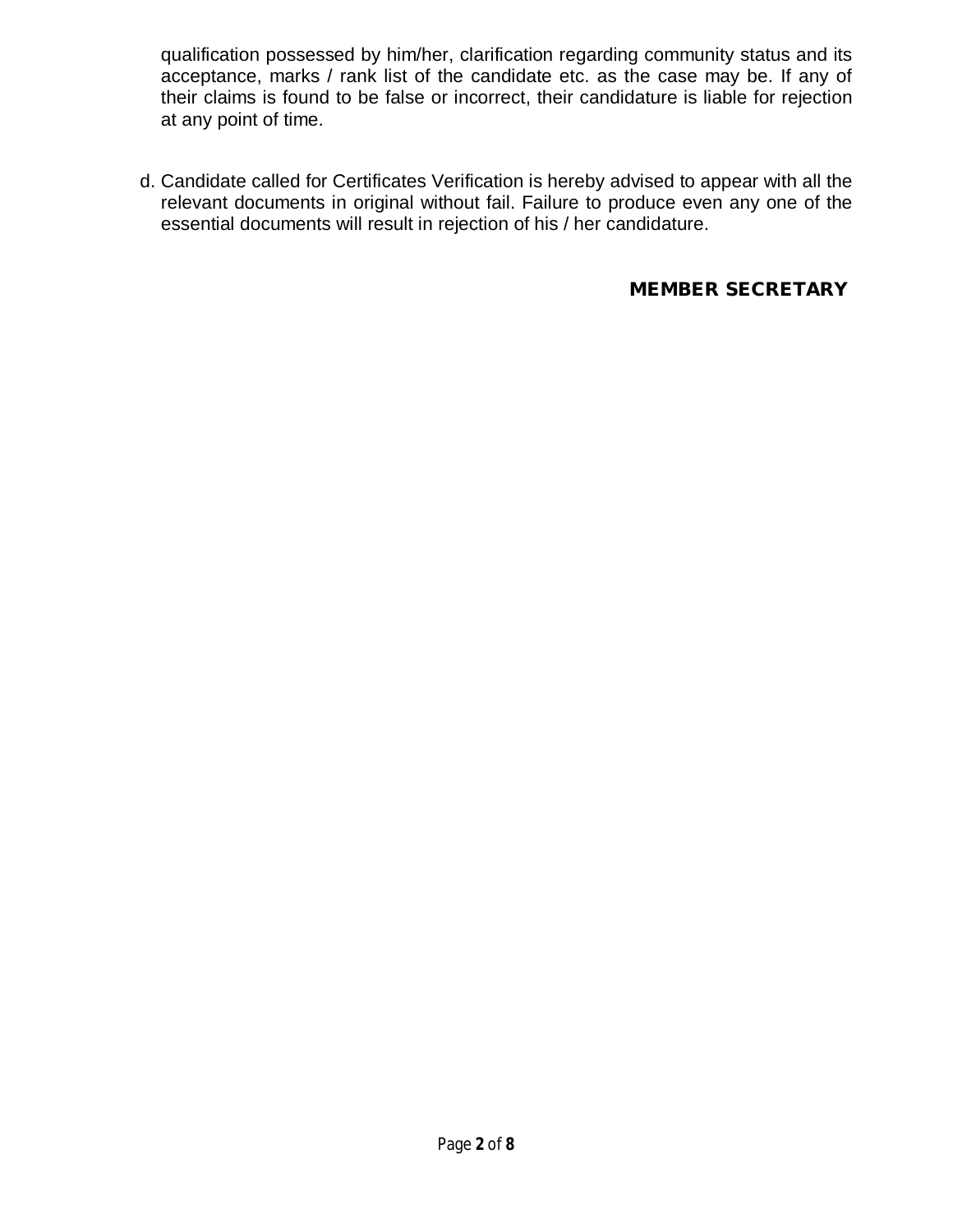qualification possessed by him/her, clarification regarding community status and its acceptance, marks / rank list of the candidate etc. as the case may be. If any of their claims is found to be false or incorrect, their candidature is liable for rejection at any point of time.

d. Candidate called for Certificates Verification is hereby advised to appear with all the relevant documents in original without fail. Failure to produce even any one of the essential documents will result in rejection of his / her candidature.

**MEMBER SECRETARY**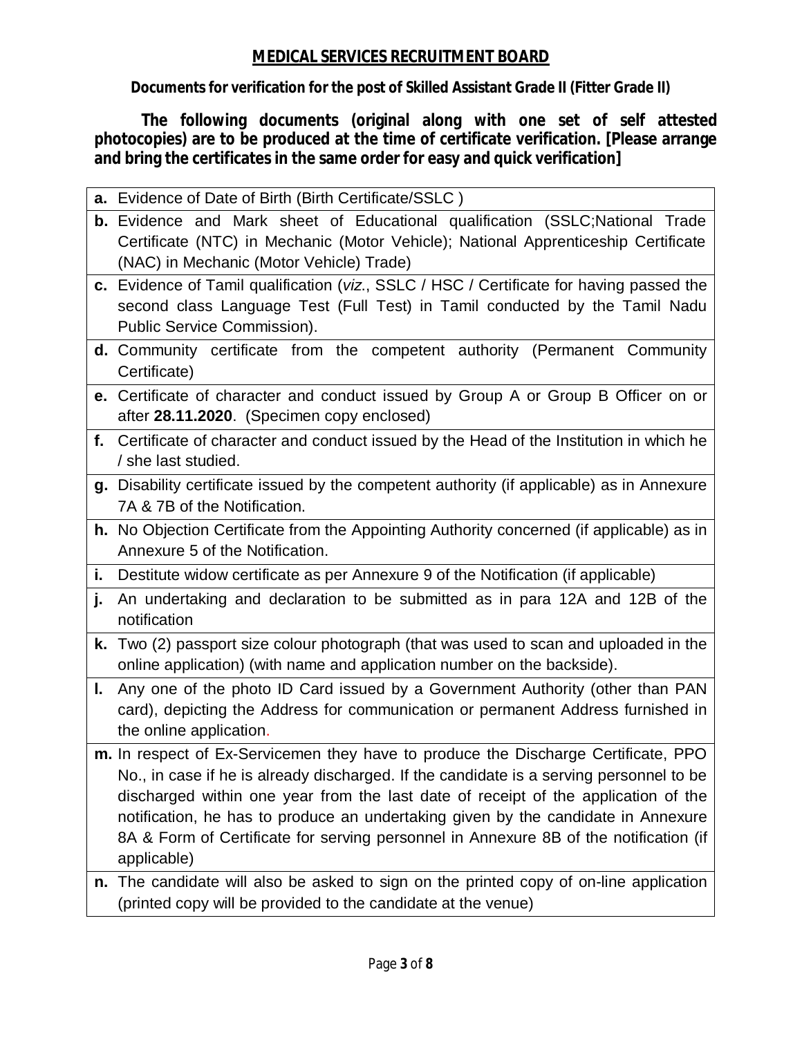# MEDICAL SERVICES RECRUITMENT BOARD

**Documents for verification for the post of Skilled Assistant Grade II (Fitter Grade II)**

**The following documents (original along with one set of self attested photocopies) are to be produced at the time of certificate verification. [Please arrange and bring the certificates in the same order for easy and quick verification]**

- **a.** Evidence of Date of Birth (Birth Certificate/SSLC )
- **b.** Evidence and Mark sheet of Educational qualification (SSLC;National Trade Certificate (NTC) in Mechanic (Motor Vehicle); National Apprenticeship Certificate (NAC) in Mechanic (Motor Vehicle) Trade)
- **c.** Evidence of Tamil qualification (*viz*., SSLC / HSC / Certificate for having passed the second class Language Test (Full Test) in Tamil conducted by the Tamil Nadu Public Service Commission).
- **d.** Community certificate from the competent authority (Permanent Community Certificate)
- **e.** Certificate of character and conduct issued by Group A or Group B Officer on or after **28.11.2020**. (Specimen copy enclosed)
- **f.** Certificate of character and conduct issued by the Head of the Institution in which he / she last studied.
- **g.** Disability certificate issued by the competent authority (if applicable) as in Annexure 7A & 7B of the Notification.
- **h.** No Objection Certificate from the Appointing Authority concerned (if applicable) as in Annexure 5 of the Notification.
- **i.** Destitute widow certificate as per Annexure 9 of the Notification (if applicable)
- **j.** An undertaking and declaration to be submitted as in para 12A and 12B of the notification
- **k.** Two (2) passport size colour photograph (that was used to scan and uploaded in the online application) (with name and application number on the backside).
- **l.** Any one of the photo ID Card issued by a Government Authority (other than PAN card), depicting the Address for communication or permanent Address furnished in the online application.
- **m.** In respect of Ex-Servicemen they have to produce the Discharge Certificate, PPO No., in case if he is already discharged. If the candidate is a serving personnel to be discharged within one year from the last date of receipt of the application of the notification, he has to produce an undertaking given by the candidate in Annexure 8A & Form of Certificate for serving personnel in Annexure 8B of the notification (if applicable)
- **n.** The candidate will also be asked to sign on the printed copy of on-line application (printed copy will be provided to the candidate at the venue)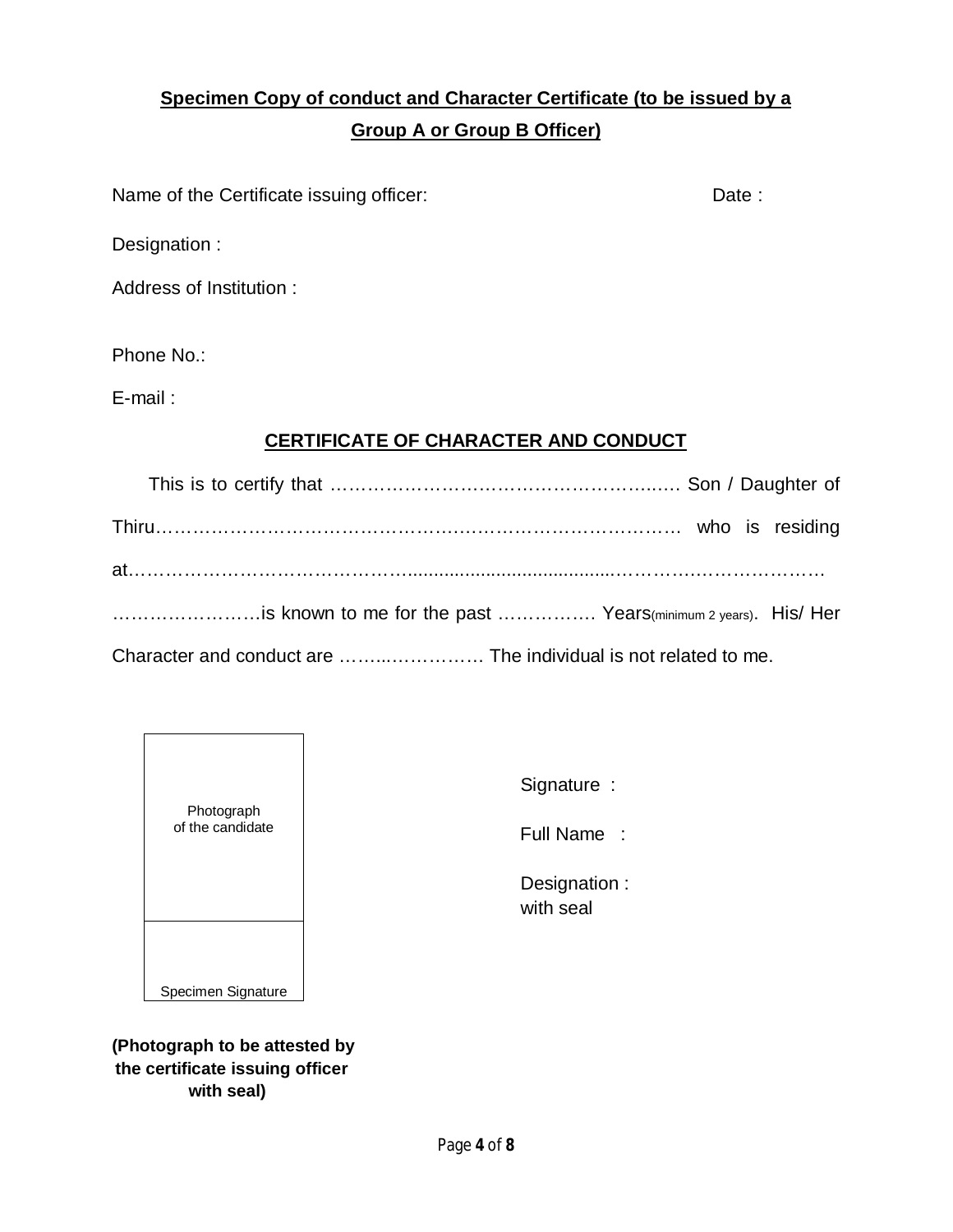**Specimen Copy of conduct and Character Certificate (to be issued by a Group A or Group B Officer)**

Name of the Certificate issuing officer: Date :

Designation :

Address of Institution :

Phone No.:

E-mail :

## CERTIFICATE OF CHARACTER AND CONDUCT

This is to certify that …………………………………………….…… Son / Daughter of Thiru………………………………………………………………………… who is residing at………………………………………...........................................……………………………… ……………………is known to me for the past ……………. Years(minimum 2 years). His/ Her Character and conduct are ……..…………… The individual is not related to me.

| Photograph of the candidate |
| --- |
| Specimen Signature |

**(Photograph to be attested by the certificate issuing officer with seal)**

Signature :

Full Name :

Designation :
with seal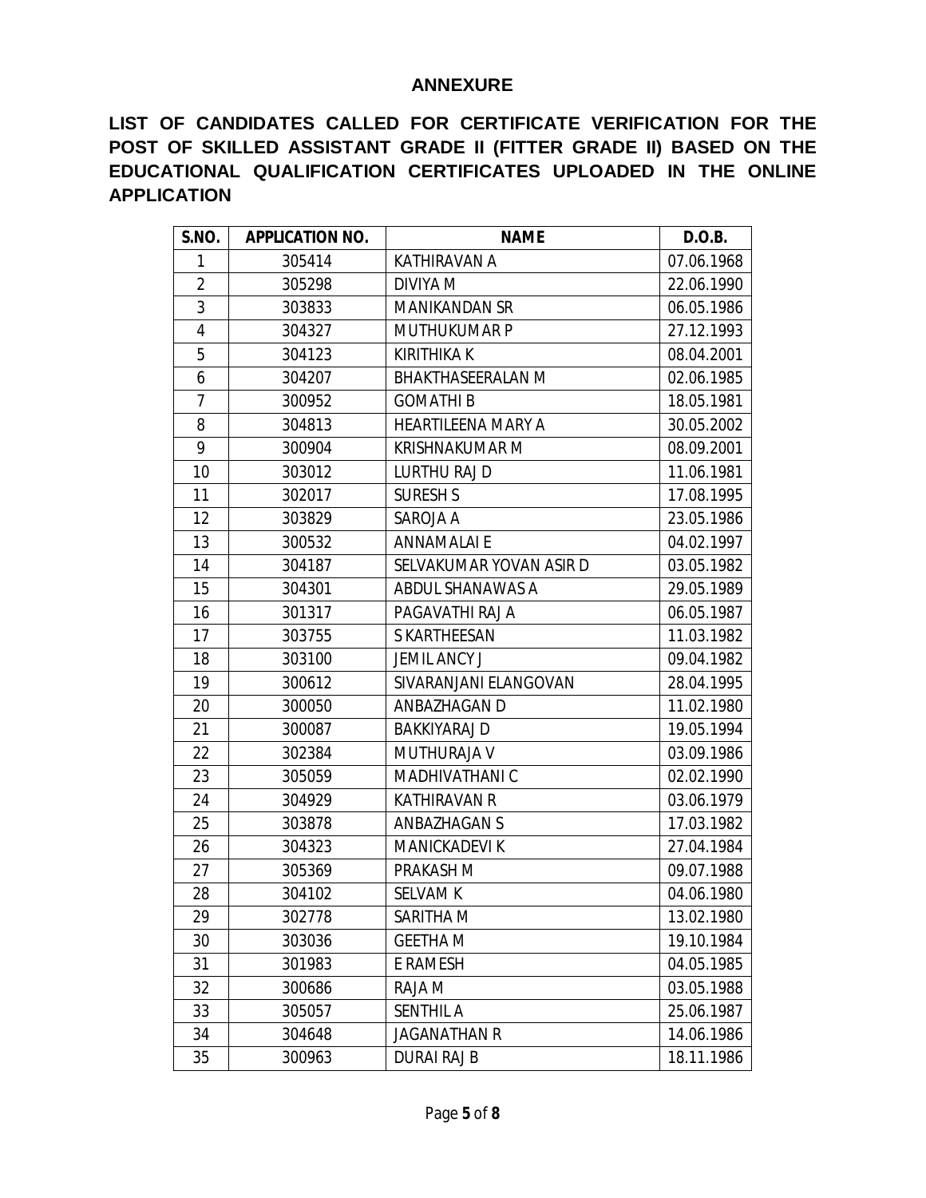## ANNEXURE

**LIST OF CANDIDATES CALLED FOR CERTIFICATE VERIFICATION FOR THE POST OF SKILLED ASSISTANT GRADE II (FITTER GRADE II) BASED ON THE EDUCATIONAL QUALIFICATION CERTIFICATES UPLOADED IN THE ONLINE APPLICATION**

| S.NO. | APPLICATION NO. | NAME | D.O.B. |
|---|---|---|---|
| 1 | 305414 | KATHIRAVAN A | 07.06.1968 |
| 2 | 305298 | DIVIYA M | 22.06.1990 |
| 3 | 303833 | MANIKANDAN SR | 06.05.1986 |
| 4 | 304327 | MUTHUKUMAR P | 27.12.1993 |
| 5 | 304123 | KIRITHIKA K | 08.04.2001 |
| 6 | 304207 | BHAKTHASEERALAN M | 02.06.1985 |
| 7 | 300952 | GOMATHI B | 18.05.1981 |
| 8 | 304813 | HEARTILEENA MARY A | 30.05.2002 |
| 9 | 300904 | KRISHNAKUMAR M | 08.09.2001 |
| 10 | 303012 | LURTHU RAJ D | 11.06.1981 |
| 11 | 302017 | SURESH S | 17.08.1995 |
| 12 | 303829 | SAROJA A | 23.05.1986 |
| 13 | 300532 | ANNAMALAI E | 04.02.1997 |
| 14 | 304187 | SELVAKUMAR YOVAN ASIR D | 03.05.1982 |
| 15 | 304301 | ABDUL SHANAWAS A | 29.05.1989 |
| 16 | 301317 | PAGAVATHI RAJ A | 06.05.1987 |
| 17 | 303755 | S KARTHEESAN | 11.03.1982 |
| 18 | 303100 | JEMIL ANCY J | 09.04.1982 |
| 19 | 300612 | SIVARANJANI ELANGOVAN | 28.04.1995 |
| 20 | 300050 | ANBAZHAGAN D | 11.02.1980 |
| 21 | 300087 | BAKKIYARAJ D | 19.05.1994 |
| 22 | 302384 | MUTHURAJA V | 03.09.1986 |
| 23 | 305059 | MADHIVATHANI C | 02.02.1990 |
| 24 | 304929 | KATHIRAVAN R | 03.06.1979 |
| 25 | 303878 | ANBAZHAGAN S | 17.03.1982 |
| 26 | 304323 | MANICKADEVI K | 27.04.1984 |
| 27 | 305369 | PRAKASH M | 09.07.1988 |
| 28 | 304102 | SELVAM K | 04.06.1980 |
| 29 | 302778 | SARITHA M | 13.02.1980 |
| 30 | 303036 | GEETHA M | 19.10.1984 |
| 31 | 301983 | E RAMESH | 04.05.1985 |
| 32 | 300686 | RAJA M | 03.05.1988 |
| 33 | 305057 | SENTHIL A | 25.06.1987 |
| 34 | 304648 | JAGANATHAN R | 14.06.1986 |
| 35 | 300963 | DURAI RAJ B | 18.11.1986 |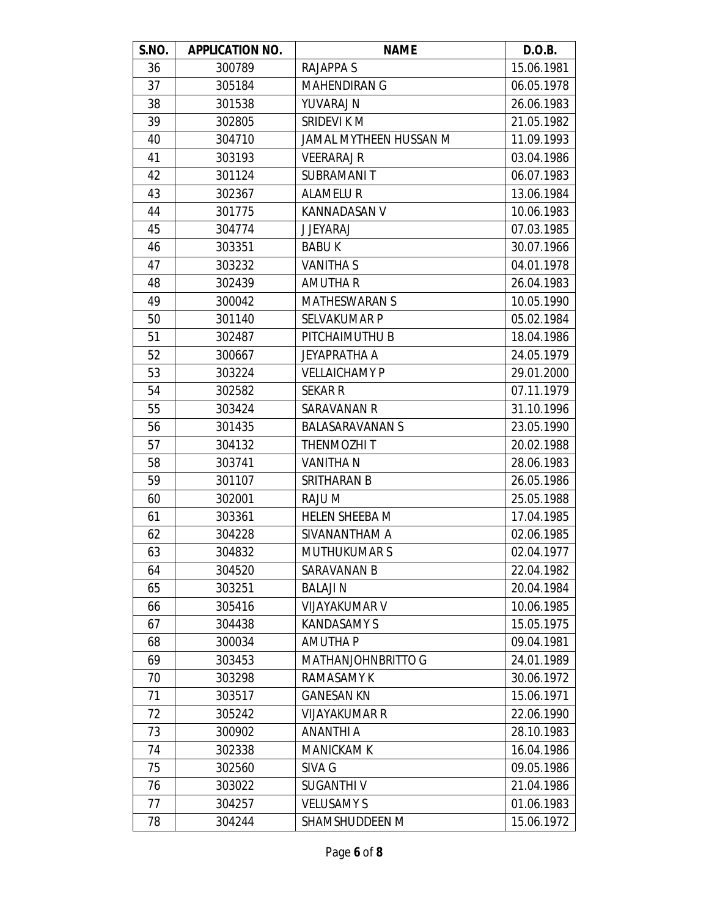| S.NO. | APPLICATION NO. | NAME | D.O.B. |
|---|---|---|---|
| 36 | 300789 | RAJAPPA S | 15.06.1981 |
| 37 | 305184 | MAHENDIRAN G | 06.05.1978 |
| 38 | 301538 | YUVARAJ N | 26.06.1983 |
| 39 | 302805 | SRIDEVI K M | 21.05.1982 |
| 40 | 304710 | JAMAL MYTHEEN HUSSAN M | 11.09.1993 |
| 41 | 303193 | VEERARAJ R | 03.04.1986 |
| 42 | 301124 | SUBRAMANI T | 06.07.1983 |
| 43 | 302367 | ALAMELU R | 13.06.1984 |
| 44 | 301775 | KANNADASAN V | 10.06.1983 |
| 45 | 304774 | J JEYARAJ | 07.03.1985 |
| 46 | 303351 | BABU K | 30.07.1966 |
| 47 | 303232 | VANITHA S | 04.01.1978 |
| 48 | 302439 | AMUTHA R | 26.04.1983 |
| 49 | 300042 | MATHESWARAN S | 10.05.1990 |
| 50 | 301140 | SELVAKUMAR P | 05.02.1984 |
| 51 | 302487 | PITCHAIMUTHU B | 18.04.1986 |
| 52 | 300667 | JEYAPRATHA A | 24.05.1979 |
| 53 | 303224 | VELLAICHAMY P | 29.01.2000 |
| 54 | 302582 | SEKAR R | 07.11.1979 |
| 55 | 303424 | SARAVANAN R | 31.10.1996 |
| 56 | 301435 | BALASARAVANAN S | 23.05.1990 |
| 57 | 304132 | THENMOZHI T | 20.02.1988 |
| 58 | 303741 | VANITHA N | 28.06.1983 |
| 59 | 301107 | SRITHARAN B | 26.05.1986 |
| 60 | 302001 | RAJU M | 25.05.1988 |
| 61 | 303361 | HELEN SHEEBA M | 17.04.1985 |
| 62 | 304228 | SIVANANTHAM A | 02.06.1985 |
| 63 | 304832 | MUTHUKUMAR S | 02.04.1977 |
| 64 | 304520 | SARAVANAN B | 22.04.1982 |
| 65 | 303251 | BALAJI N | 20.04.1984 |
| 66 | 305416 | VIJAYAKUMAR V | 10.06.1985 |
| 67 | 304438 | KANDASAMY S | 15.05.1975 |
| 68 | 300034 | AMUTHA P | 09.04.1981 |
| 69 | 303453 | MATHANJOHNBRITTO G | 24.01.1989 |
| 70 | 303298 | RAMASAMY K | 30.06.1972 |
| 71 | 303517 | GANESAN KN | 15.06.1971 |
| 72 | 305242 | VIJAYAKUMAR R | 22.06.1990 |
| 73 | 300902 | ANANTHI A | 28.10.1983 |
| 74 | 302338 | MANICKAM K | 16.04.1986 |
| 75 | 302560 | SIVA G | 09.05.1986 |
| 76 | 303022 | SUGANTHI V | 21.04.1986 |
| 77 | 304257 | VELUSAMY S | 01.06.1983 |
| 78 | 304244 | SHAMSHUDDEEN M | 15.06.1972 |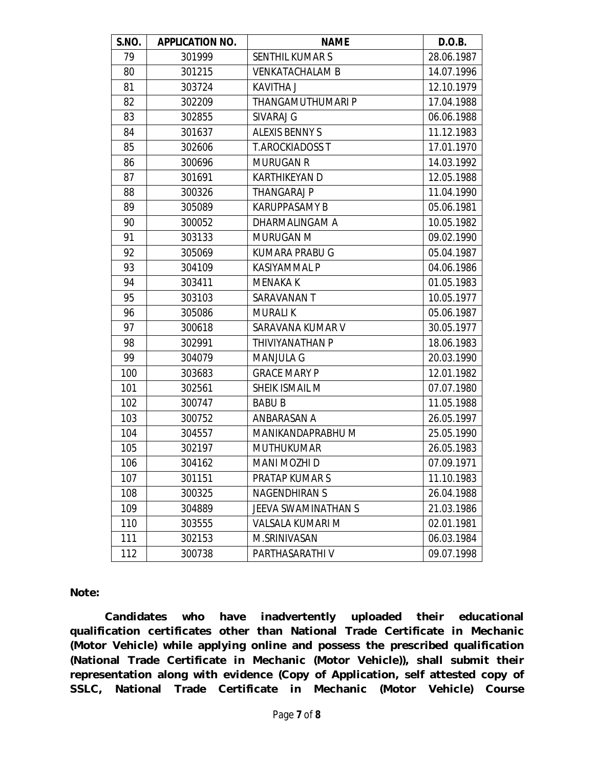| S.NO. | APPLICATION NO. | NAME | D.O.B. |
|---|---|---|---|
| 79 | 301999 | SENTHIL KUMAR S | 28.06.1987 |
| 80 | 301215 | VENKATACHALAM B | 14.07.1996 |
| 81 | 303724 | KAVITHA J | 12.10.1979 |
| 82 | 302209 | THANGAMUTHUMARI P | 17.04.1988 |
| 83 | 302855 | SIVARAJ G | 06.06.1988 |
| 84 | 301637 | ALEXIS BENNY S | 11.12.1983 |
| 85 | 302606 | T.AROCKIADOSS T | 17.01.1970 |
| 86 | 300696 | MURUGAN R | 14.03.1992 |
| 87 | 301691 | KARTHIKEYAN D | 12.05.1988 |
| 88 | 300326 | THANGARAJ P | 11.04.1990 |
| 89 | 305089 | KARUPPASAMY B | 05.06.1981 |
| 90 | 300052 | DHARMALINGAM A | 10.05.1982 |
| 91 | 303133 | MURUGAN M | 09.02.1990 |
| 92 | 305069 | KUMARA PRABU G | 05.04.1987 |
| 93 | 304109 | KASIYAMMAL P | 04.06.1986 |
| 94 | 303411 | MENAKA K | 01.05.1983 |
| 95 | 303103 | SARAVANAN T | 10.05.1977 |
| 96 | 305086 | MURALI K | 05.06.1987 |
| 97 | 300618 | SARAVANA KUMAR V | 30.05.1977 |
| 98 | 302991 | THIVIYANATHAN P | 18.06.1983 |
| 99 | 304079 | MANJULA G | 20.03.1990 |
| 100 | 303683 | GRACE MARY P | 12.01.1982 |
| 101 | 302561 | SHEIK ISMAIL M | 07.07.1980 |
| 102 | 300747 | BABU B | 11.05.1988 |
| 103 | 300752 | ANBARASAN A | 26.05.1997 |
| 104 | 304557 | MANIKANDAPRABHU M | 25.05.1990 |
| 105 | 302197 | MUTHUKUMAR | 26.05.1983 |
| 106 | 304162 | MANI MOZHI D | 07.09.1971 |
| 107 | 301151 | PRATAP KUMAR S | 11.10.1983 |
| 108 | 300325 | NAGENDHIRAN S | 26.04.1988 |
| 109 | 304889 | JEEVA SWAMINATHAN S | 21.03.1986 |
| 110 | 303555 | VALSALA KUMARI M | 02.01.1981 |
| 111 | 302153 | M.SRINIVASAN | 06.03.1984 |
| 112 | 300738 | PARTHASARATHI V | 09.07.1998 |

**Note:**

**Candidates who have inadvertently uploaded their educational qualification certificates other than National Trade Certificate in Mechanic (Motor Vehicle) while applying online and possess the prescribed qualification (National Trade Certificate in Mechanic (Motor Vehicle)), shall submit their representation along with evidence (Copy of Application, self attested copy of SSLC, National Trade Certificate in Mechanic (Motor Vehicle) Course**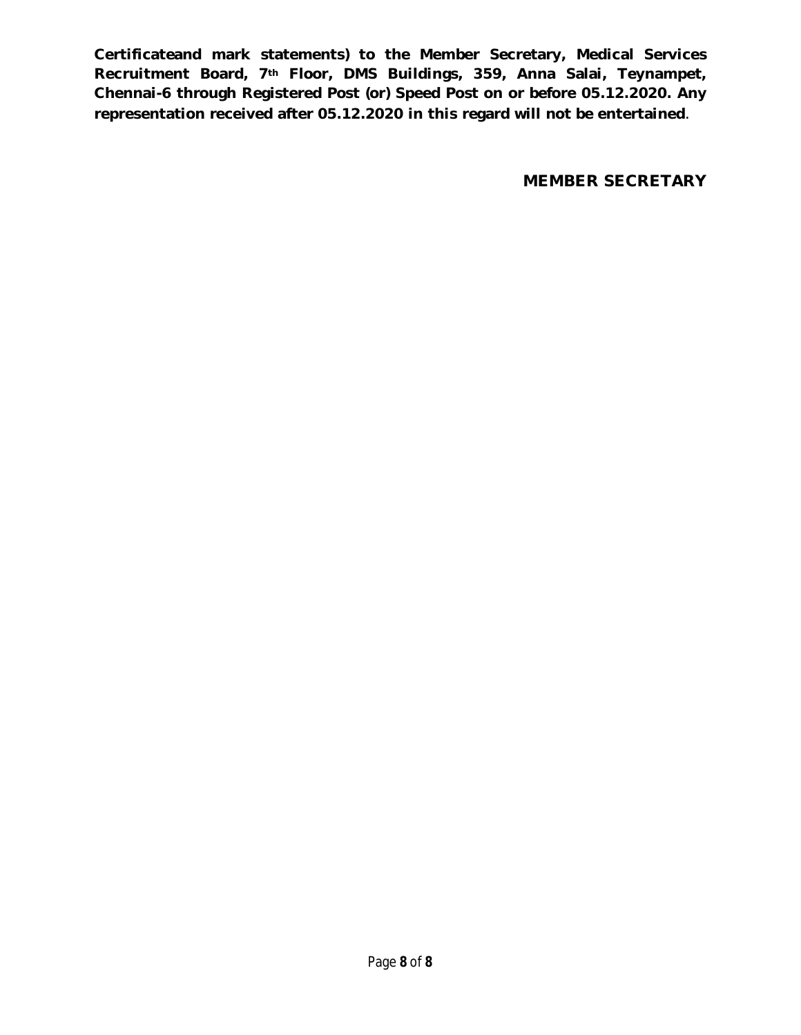**Certificateand mark statements) to the Member Secretary, Medical Services Recruitment Board, 7th Floor, DMS Buildings, 359, Anna Salai, Teynampet, Chennai-6 through Registered Post (or) Speed Post on or before 05.12.2020. Any representation received after 05.12.2020 in this regard will not be entertained**.

**MEMBER SECRETARY**